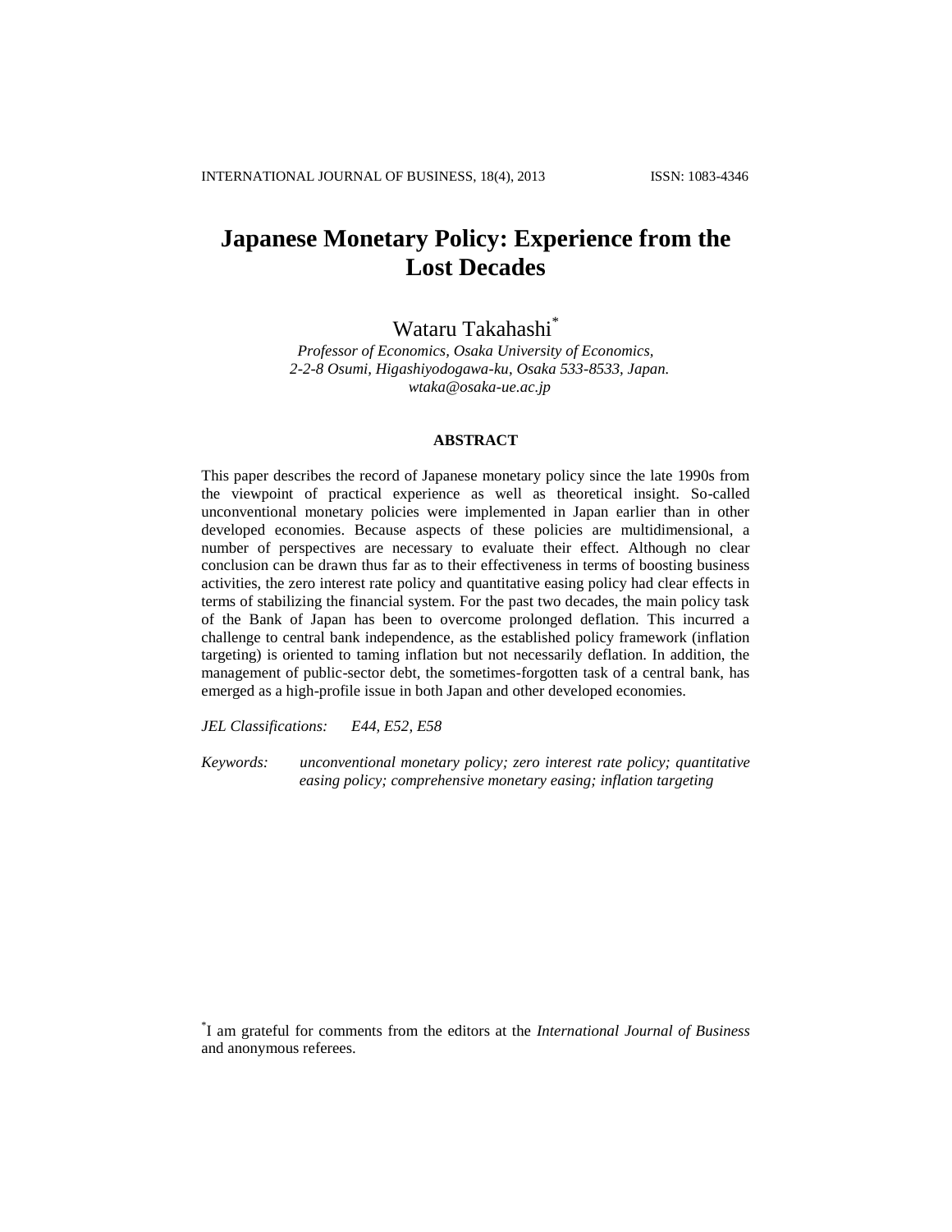# Japanese Monetary Policy: Experience from the Lost Decades

Wataru Takahashi[*]

*Professor of Economics, Osaka University of Economics,*
*2-2-8 Osumi, Higashiyodogawa-ku, Osaka 533-8533, Japan.*
*wtaka@osaka-ue.ac.jp*

## ABSTRACT

This paper describes the record of Japanese monetary policy since the late 1990s from the viewpoint of practical experience as well as theoretical insight. So-called unconventional monetary policies were implemented in Japan earlier than in other developed economies. Because aspects of these policies are multidimensional, a number of perspectives are necessary to evaluate their effect. Although no clear conclusion can be drawn thus far as to their effectiveness in terms of boosting business activities, the zero interest rate policy and quantitative easing policy had clear effects in terms of stabilizing the financial system. For the past two decades, the main policy task of the Bank of Japan has been to overcome prolonged deflation. This incurred a challenge to central bank independence, as the established policy framework (inflation targeting) is oriented to taming inflation but not necessarily deflation. In addition, the management of public-sector debt, the sometimes-forgotten task of a central bank, has emerged as a high-profile issue in both Japan and other developed economies.

*JEL Classifications:* *E44, E52, E58*

*Keywords:* *unconventional monetary policy; zero interest rate policy; quantitative easing policy; comprehensive monetary easing; inflation targeting*

[*] I am grateful for comments from the editors at the *International Journal of Business* and anonymous referees.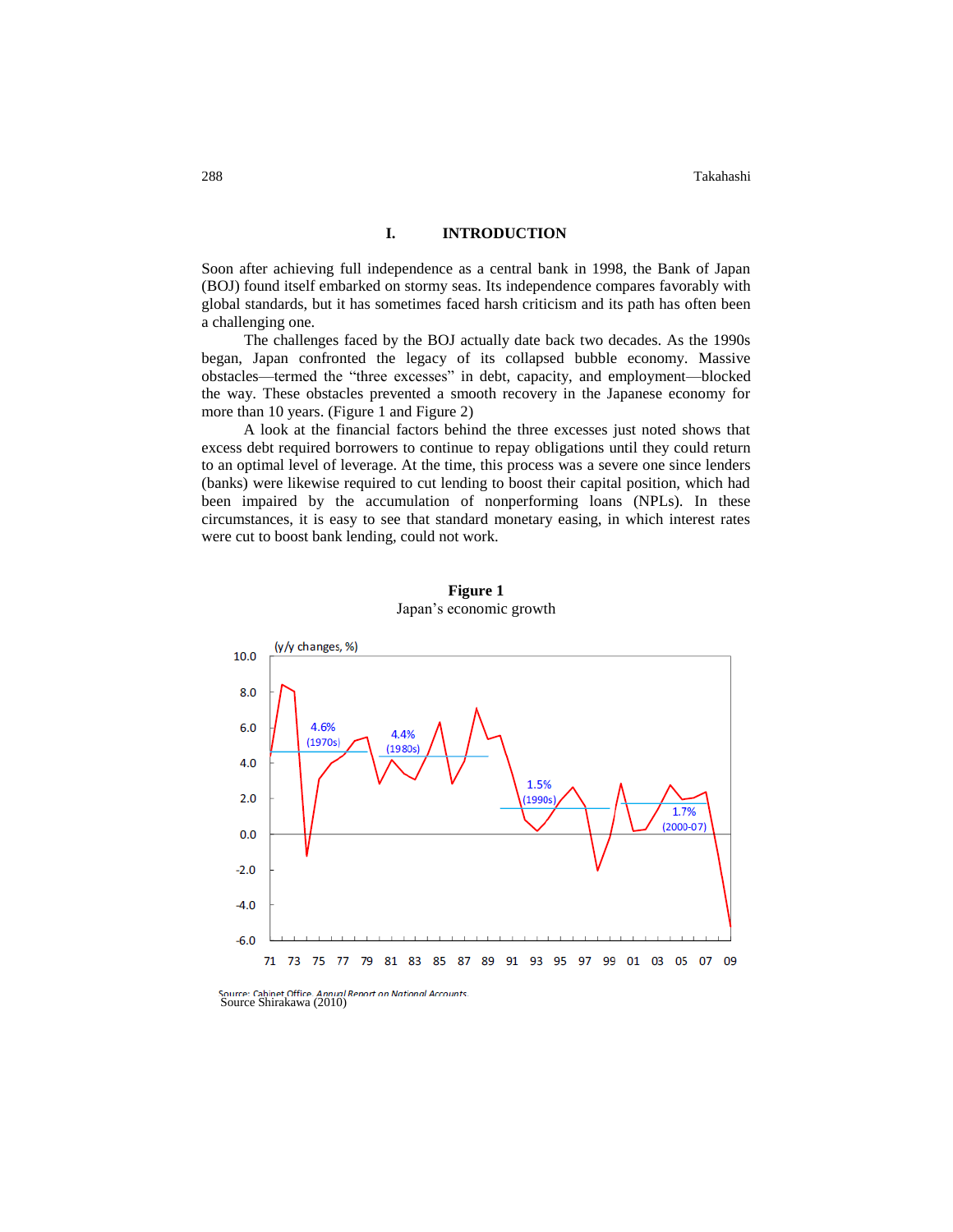## I. INTRODUCTION

Soon after achieving full independence as a central bank in 1998, the Bank of Japan (BOJ) found itself embarked on stormy seas. Its independence compares favorably with global standards, but it has sometimes faced harsh criticism and its path has often been a challenging one.

The challenges faced by the BOJ actually date back two decades. As the 1990s began, Japan confronted the legacy of its collapsed bubble economy. Massive obstacles—termed the "three excesses" in debt, capacity, and employment—blocked the way. These obstacles prevented a smooth recovery in the Japanese economy for more than 10 years. (Figure 1 and Figure 2)

A look at the financial factors behind the three excesses just noted shows that excess debt required borrowers to continue to repay obligations until they could return to an optimal level of leverage. At the time, this process was a severe one since lenders (banks) were likewise required to cut lending to boost their capital position, which had been impaired by the accumulation of nonperforming loans (NPLs). In these circumstances, it is easy to see that standard monetary easing, in which interest rates were cut to boost bank lending, could not work.

**Figure 1**
Japan's economic growth

Source: Cabinet Office, *Annual Report on National Accounts*
Source Shirakawa (2010)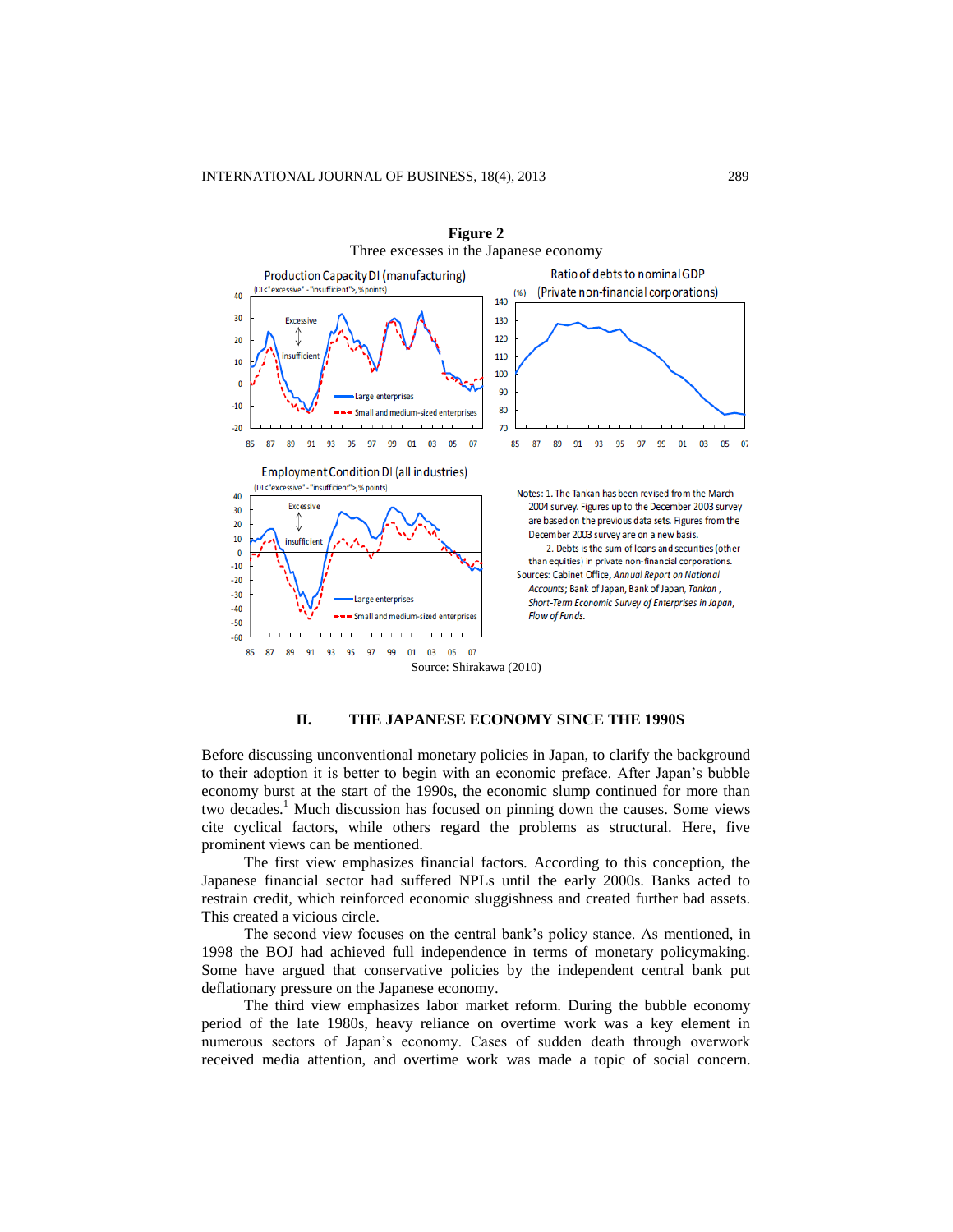**Figure 2**
Three excesses in the Japanese economy

Source: Shirakawa (2010)

## II. THE JAPANESE ECONOMY SINCE THE 1990S

Before discussing unconventional monetary policies in Japan, to clarify the background to their adoption it is better to begin with an economic preface. After Japan's bubble economy burst at the start of the 1990s, the economic slump continued for more than two decades.[1] Much discussion has focused on pinning down the causes. Some views cite cyclical factors, while others regard the problems as structural. Here, five prominent views can be mentioned.

The first view emphasizes financial factors. According to this conception, the Japanese financial sector had suffered NPLs until the early 2000s. Banks acted to restrain credit, which reinforced economic sluggishness and created further bad assets. This created a vicious circle.

The second view focuses on the central bank's policy stance. As mentioned, in 1998 the BOJ had achieved full independence in terms of monetary policymaking. Some have argued that conservative policies by the independent central bank put deflationary pressure on the Japanese economy.

The third view emphasizes labor market reform. During the bubble economy period of the late 1980s, heavy reliance on overtime work was a key element in numerous sectors of Japan's economy. Cases of sudden death through overwork received media attention, and overtime work was made a topic of social concern.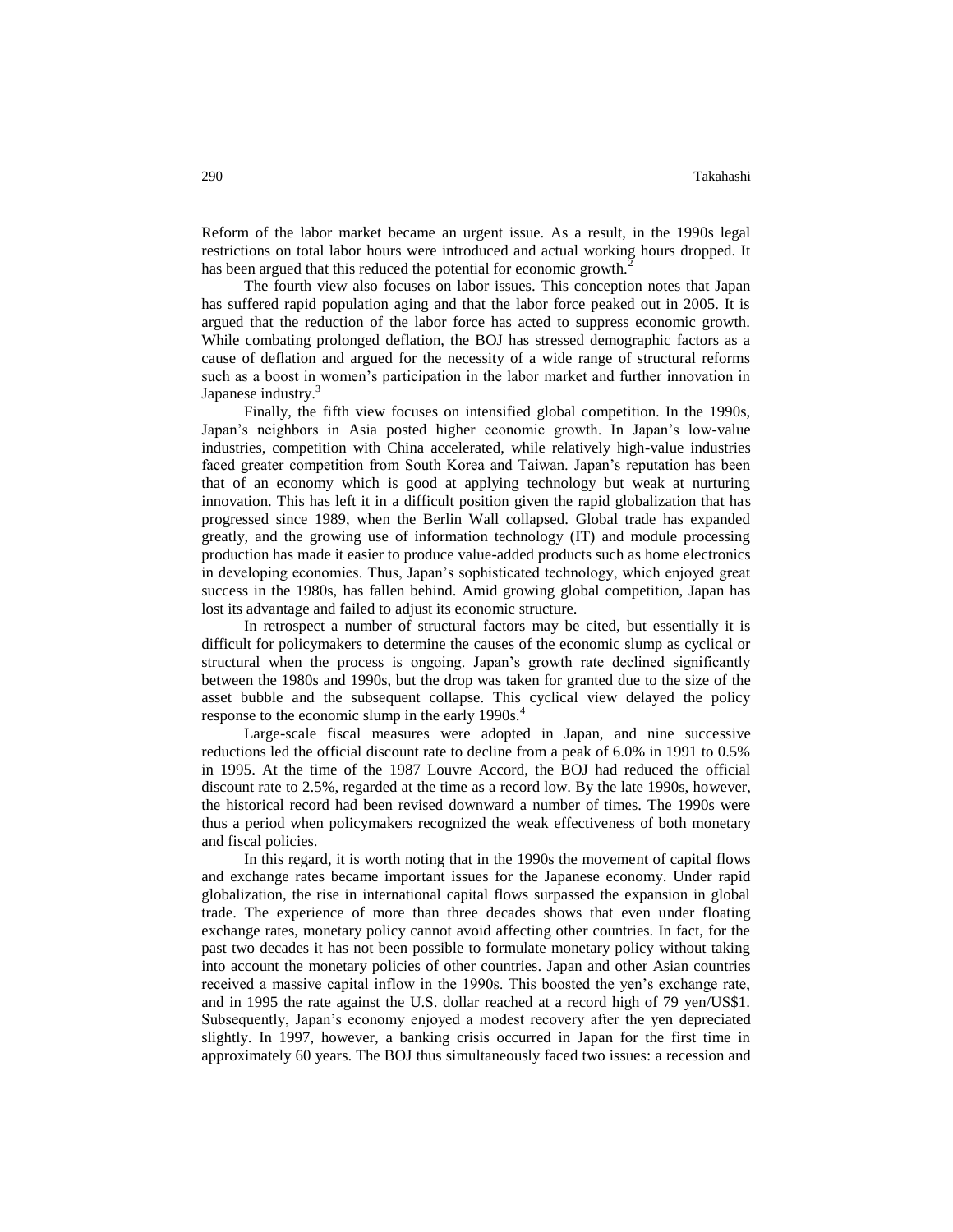Reform of the labor market became an urgent issue. As a result, in the 1990s legal restrictions on total labor hours were introduced and actual working hours dropped. It has been argued that this reduced the potential for economic growth.[2]

The fourth view also focuses on labor issues. This conception notes that Japan has suffered rapid population aging and that the labor force peaked out in 2005. It is argued that the reduction of the labor force has acted to suppress economic growth. While combating prolonged deflation, the BOJ has stressed demographic factors as a cause of deflation and argued for the necessity of a wide range of structural reforms such as a boost in women's participation in the labor market and further innovation in Japanese industry.[3]

Finally, the fifth view focuses on intensified global competition. In the 1990s, Japan's neighbors in Asia posted higher economic growth. In Japan's low-value industries, competition with China accelerated, while relatively high-value industries faced greater competition from South Korea and Taiwan. Japan's reputation has been that of an economy which is good at applying technology but weak at nurturing innovation. This has left it in a difficult position given the rapid globalization that has progressed since 1989, when the Berlin Wall collapsed. Global trade has expanded greatly, and the growing use of information technology (IT) and module processing production has made it easier to produce value-added products such as home electronics in developing economies. Thus, Japan's sophisticated technology, which enjoyed great success in the 1980s, has fallen behind. Amid growing global competition, Japan has lost its advantage and failed to adjust its economic structure.

In retrospect a number of structural factors may be cited, but essentially it is difficult for policymakers to determine the causes of the economic slump as cyclical or structural when the process is ongoing. Japan's growth rate declined significantly between the 1980s and 1990s, but the drop was taken for granted due to the size of the asset bubble and the subsequent collapse. This cyclical view delayed the policy response to the economic slump in the early 1990s.[4]

Large-scale fiscal measures were adopted in Japan, and nine successive reductions led the official discount rate to decline from a peak of 6.0% in 1991 to 0.5% in 1995. At the time of the 1987 Louvre Accord, the BOJ had reduced the official discount rate to 2.5%, regarded at the time as a record low. By the late 1990s, however, the historical record had been revised downward a number of times. The 1990s were thus a period when policymakers recognized the weak effectiveness of both monetary and fiscal policies.

In this regard, it is worth noting that in the 1990s the movement of capital flows and exchange rates became important issues for the Japanese economy. Under rapid globalization, the rise in international capital flows surpassed the expansion in global trade. The experience of more than three decades shows that even under floating exchange rates, monetary policy cannot avoid affecting other countries. In fact, for the past two decades it has not been possible to formulate monetary policy without taking into account the monetary policies of other countries. Japan and other Asian countries received a massive capital inflow in the 1990s. This boosted the yen's exchange rate, and in 1995 the rate against the U.S. dollar reached at a record high of 79 yen/US$1. Subsequently, Japan's economy enjoyed a modest recovery after the yen depreciated slightly. In 1997, however, a banking crisis occurred in Japan for the first time in approximately 60 years. The BOJ thus simultaneously faced two issues: a recession and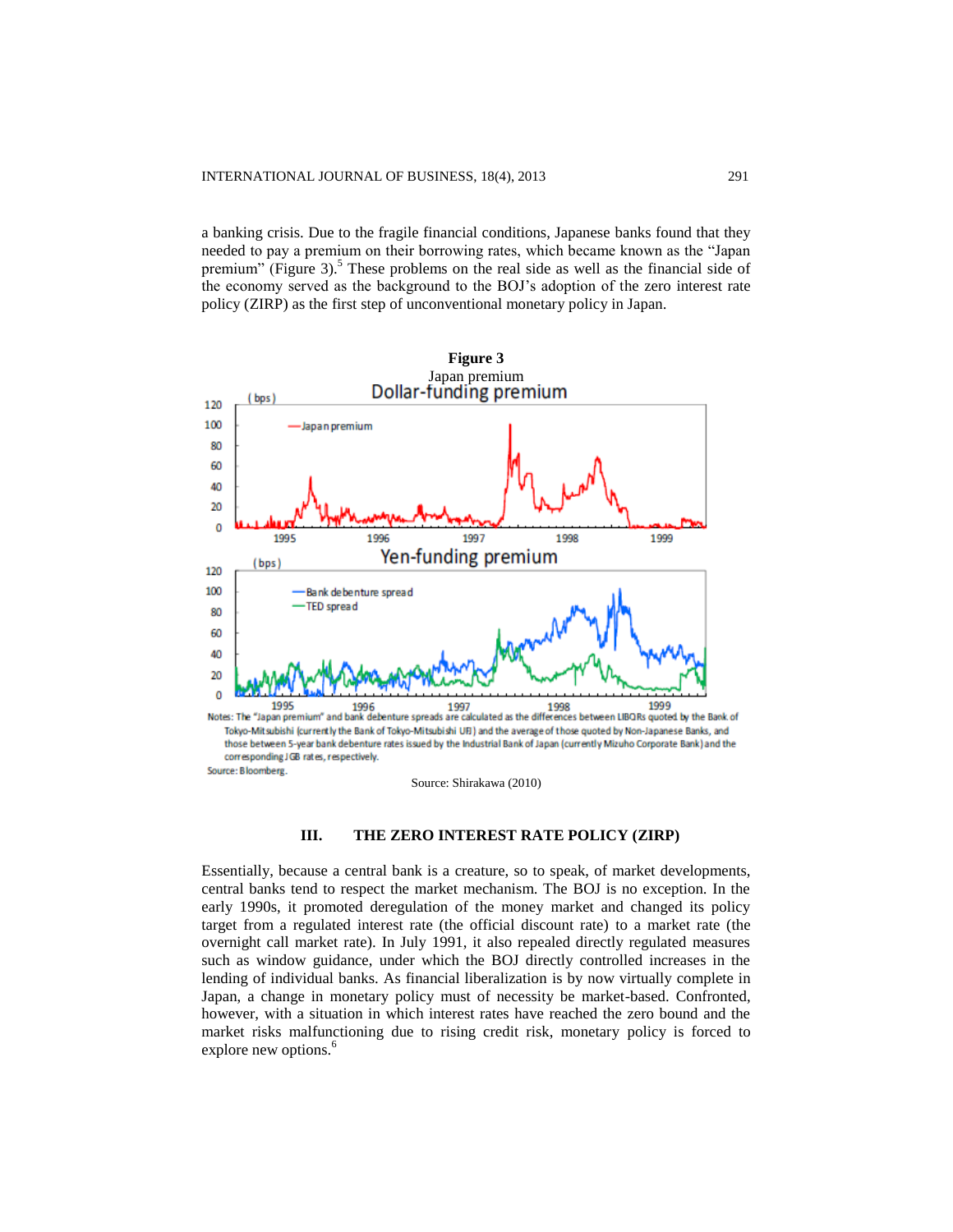a banking crisis. Due to the fragile financial conditions, Japanese banks found that they needed to pay a premium on their borrowing rates, which became known as the "Japan premium" (Figure 3).[5] These problems on the real side as well as the financial side of the economy served as the background to the BOJ's adoption of the zero interest rate policy (ZIRP) as the first step of unconventional monetary policy in Japan.

**Figure 3**
Japan premium

Notes: The "Japan premium" and bank debenture spreads are calculated as the differences between LIBORs quoted by the Bank of Tokyo-Mitsubishi (currently the Bank of Tokyo-Mitsubishi UFJ) and the average of those quoted by Non-Japanese Banks, and those between 5-year bank debenture rates issued by the Industrial Bank of Japan (currently Mizuho Corporate Bank) and the corresponding JGB rates, respectively.
Source: Bloomberg.

Source: Shirakawa (2010)

## III. THE ZERO INTEREST RATE POLICY (ZIRP)

Essentially, because a central bank is a creature, so to speak, of market developments, central banks tend to respect the market mechanism. The BOJ is no exception. In the early 1990s, it promoted deregulation of the money market and changed its policy target from a regulated interest rate (the official discount rate) to a market rate (the overnight call market rate). In July 1991, it also repealed directly regulated measures such as window guidance, under which the BOJ directly controlled increases in the lending of individual banks. As financial liberalization is by now virtually complete in Japan, a change in monetary policy must of necessity be market-based. Confronted, however, with a situation in which interest rates have reached the zero bound and the market risks malfunctioning due to rising credit risk, monetary policy is forced to explore new options.[6]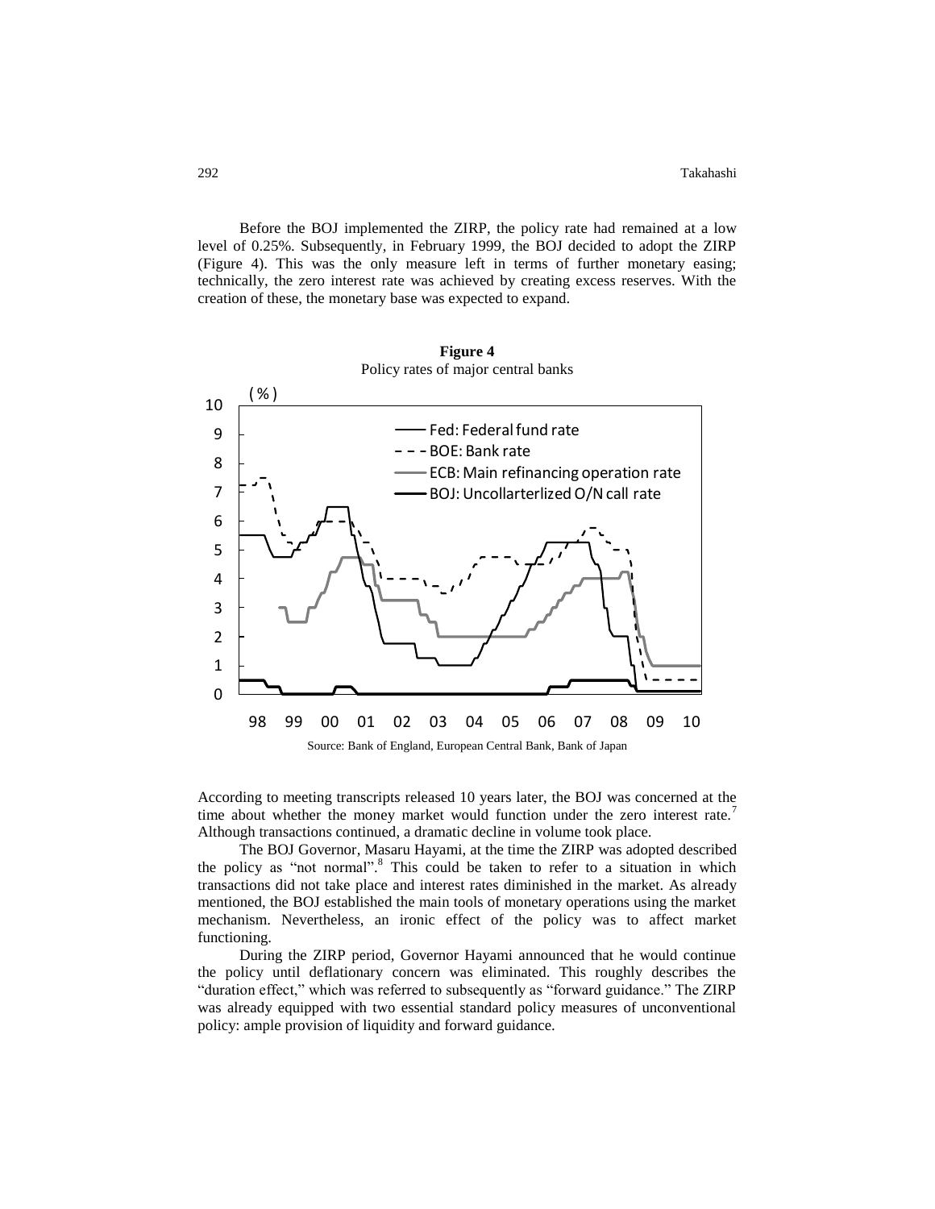Before the BOJ implemented the ZIRP, the policy rate had remained at a low level of 0.25%. Subsequently, in February 1999, the BOJ decided to adopt the ZIRP (Figure 4). This was the only measure left in terms of further monetary easing; technically, the zero interest rate was achieved by creating excess reserves. With the creation of these, the monetary base was expected to expand.

**Figure 4**
Policy rates of major central banks

Source: Bank of England, European Central Bank, Bank of Japan

According to meeting transcripts released 10 years later, the BOJ was concerned at the time about whether the money market would function under the zero interest rate.[7] Although transactions continued, a dramatic decline in volume took place.

The BOJ Governor, Masaru Hayami, at the time the ZIRP was adopted described the policy as "not normal".[8] This could be taken to refer to a situation in which transactions did not take place and interest rates diminished in the market. As already mentioned, the BOJ established the main tools of monetary operations using the market mechanism. Nevertheless, an ironic effect of the policy was to affect market functioning.

During the ZIRP period, Governor Hayami announced that he would continue the policy until deflationary concern was eliminated. This roughly describes the "duration effect," which was referred to subsequently as "forward guidance." The ZIRP was already equipped with two essential standard policy measures of unconventional policy: ample provision of liquidity and forward guidance.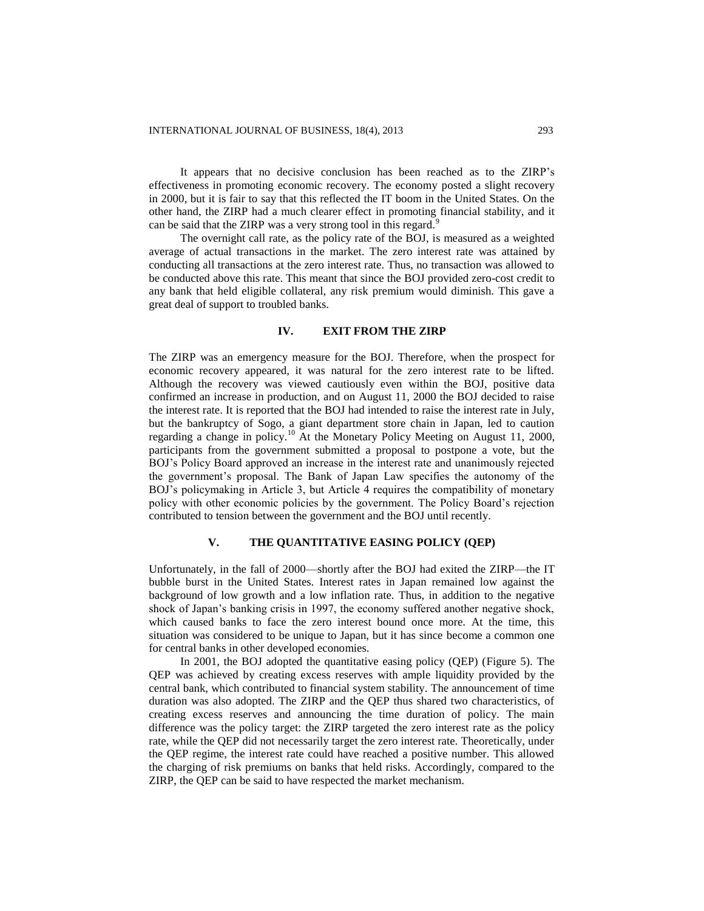It appears that no decisive conclusion has been reached as to the ZIRP's effectiveness in promoting economic recovery. The economy posted a slight recovery in 2000, but it is fair to say that this reflected the IT boom in the United States. On the other hand, the ZIRP had a much clearer effect in promoting financial stability, and it can be said that the ZIRP was a very strong tool in this regard.[9]

The overnight call rate, as the policy rate of the BOJ, is measured as a weighted average of actual transactions in the market. The zero interest rate was attained by conducting all transactions at the zero interest rate. Thus, no transaction was allowed to be conducted above this rate. This meant that since the BOJ provided zero-cost credit to any bank that held eligible collateral, any risk premium would diminish. This gave a great deal of support to troubled banks.

## IV. EXIT FROM THE ZIRP

The ZIRP was an emergency measure for the BOJ. Therefore, when the prospect for economic recovery appeared, it was natural for the zero interest rate to be lifted. Although the recovery was viewed cautiously even within the BOJ, positive data confirmed an increase in production, and on August 11, 2000 the BOJ decided to raise the interest rate. It is reported that the BOJ had intended to raise the interest rate in July, but the bankruptcy of Sogo, a giant department store chain in Japan, led to caution regarding a change in policy.[10] At the Monetary Policy Meeting on August 11, 2000, participants from the government submitted a proposal to postpone a vote, but the BOJ's Policy Board approved an increase in the interest rate and unanimously rejected the government's proposal. The Bank of Japan Law specifies the autonomy of the BOJ's policymaking in Article 3, but Article 4 requires the compatibility of monetary policy with other economic policies by the government. The Policy Board's rejection contributed to tension between the government and the BOJ until recently.

## V. THE QUANTITATIVE EASING POLICY (QEP)

Unfortunately, in the fall of 2000—shortly after the BOJ had exited the ZIRP—the IT bubble burst in the United States. Interest rates in Japan remained low against the background of low growth and a low inflation rate. Thus, in addition to the negative shock of Japan's banking crisis in 1997, the economy suffered another negative shock, which caused banks to face the zero interest bound once more. At the time, this situation was considered to be unique to Japan, but it has since become a common one for central banks in other developed economies.

In 2001, the BOJ adopted the quantitative easing policy (QEP) (Figure 5). The QEP was achieved by creating excess reserves with ample liquidity provided by the central bank, which contributed to financial system stability. The announcement of time duration was also adopted. The ZIRP and the QEP thus shared two characteristics, of creating excess reserves and announcing the time duration of policy. The main difference was the policy target: the ZIRP targeted the zero interest rate as the policy rate, while the QEP did not necessarily target the zero interest rate. Theoretically, under the QEP regime, the interest rate could have reached a positive number. This allowed the charging of risk premiums on banks that held risks. Accordingly, compared to the ZIRP, the QEP can be said to have respected the market mechanism.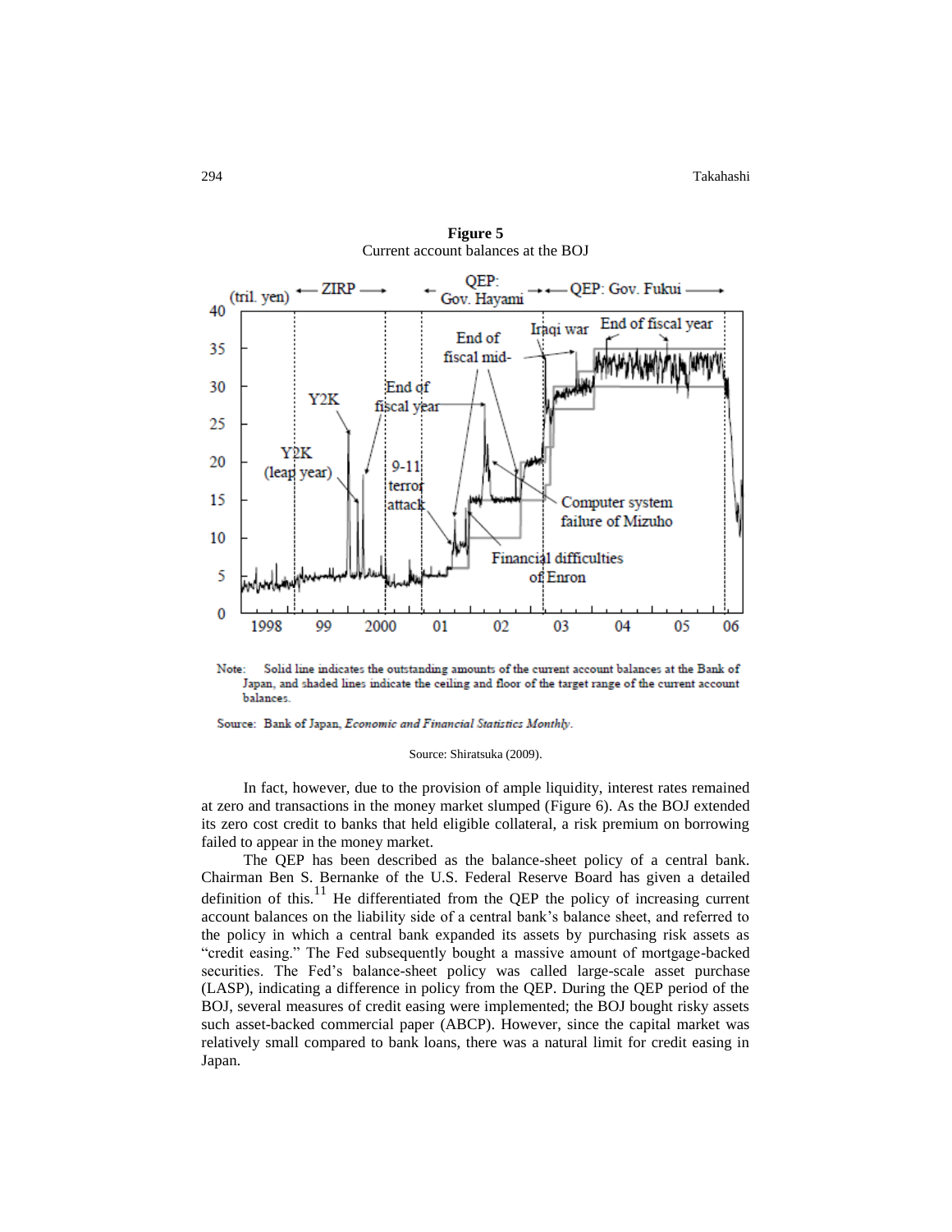**Figure 5**
Current account balances at the BOJ

Note: Solid line indicates the outstanding amounts of the current account balances at the Bank of Japan, and shaded lines indicate the ceiling and floor of the target range of the current account balances.

Source: Bank of Japan, *Economic and Financial Statistics Monthly*.

Source: Shiratsuka (2009).

In fact, however, due to the provision of ample liquidity, interest rates remained at zero and transactions in the money market slumped (Figure 6). As the BOJ extended its zero cost credit to banks that held eligible collateral, a risk premium on borrowing failed to appear in the money market.

The QEP has been described as the balance-sheet policy of a central bank. Chairman Ben S. Bernanke of the U.S. Federal Reserve Board has given a detailed definition of this.[11] He differentiated from the QEP the policy of increasing current account balances on the liability side of a central bank's balance sheet, and referred to the policy in which a central bank expanded its assets by purchasing risk assets as "credit easing." The Fed subsequently bought a massive amount of mortgage-backed securities. The Fed's balance-sheet policy was called large-scale asset purchase (LASP), indicating a difference in policy from the QEP. During the QEP period of the BOJ, several measures of credit easing were implemented; the BOJ bought risky assets such asset-backed commercial paper (ABCP). However, since the capital market was relatively small compared to bank loans, there was a natural limit for credit easing in Japan.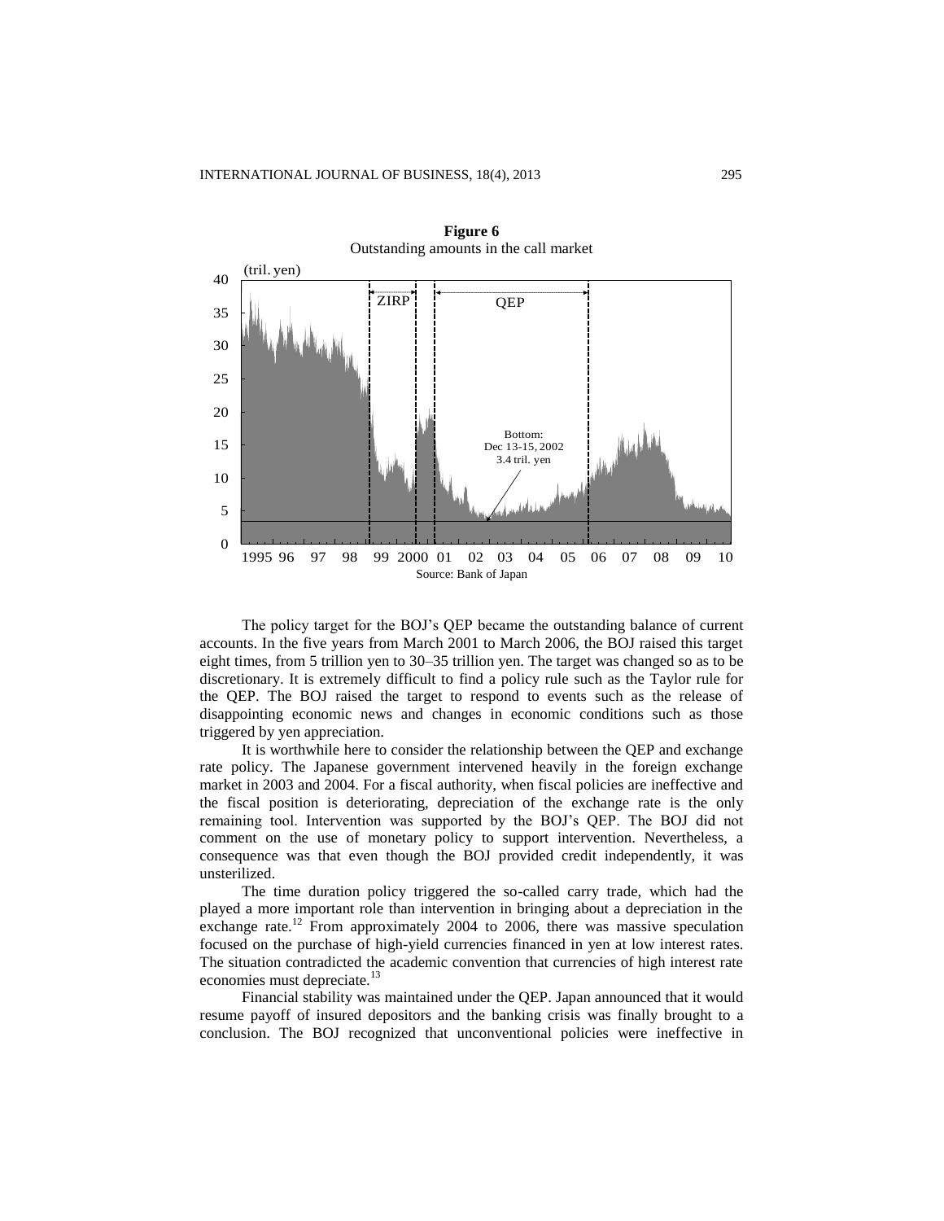**Figure 6**
Outstanding amounts in the call market

The policy target for the BOJ's QEP became the outstanding balance of current accounts. In the five years from March 2001 to March 2006, the BOJ raised this target eight times, from 5 trillion yen to 30–35 trillion yen. The target was changed so as to be discretionary. It is extremely difficult to find a policy rule such as the Taylor rule for the QEP. The BOJ raised the target to respond to events such as the release of disappointing economic news and changes in economic conditions such as those triggered by yen appreciation.

It is worthwhile here to consider the relationship between the QEP and exchange rate policy. The Japanese government intervened heavily in the foreign exchange market in 2003 and 2004. For a fiscal authority, when fiscal policies are ineffective and the fiscal position is deteriorating, depreciation of the exchange rate is the only remaining tool. Intervention was supported by the BOJ's QEP. The BOJ did not comment on the use of monetary policy to support intervention. Nevertheless, a consequence was that even though the BOJ provided credit independently, it was unsterilized.

The time duration policy triggered the so-called carry trade, which had the played a more important role than intervention in bringing about a depreciation in the exchange rate.[12] From approximately 2004 to 2006, there was massive speculation focused on the purchase of high-yield currencies financed in yen at low interest rates. The situation contradicted the academic convention that currencies of high interest rate economies must depreciate.[13]

Financial stability was maintained under the QEP. Japan announced that it would resume payoff of insured depositors and the banking crisis was finally brought to a conclusion. The BOJ recognized that unconventional policies were ineffective in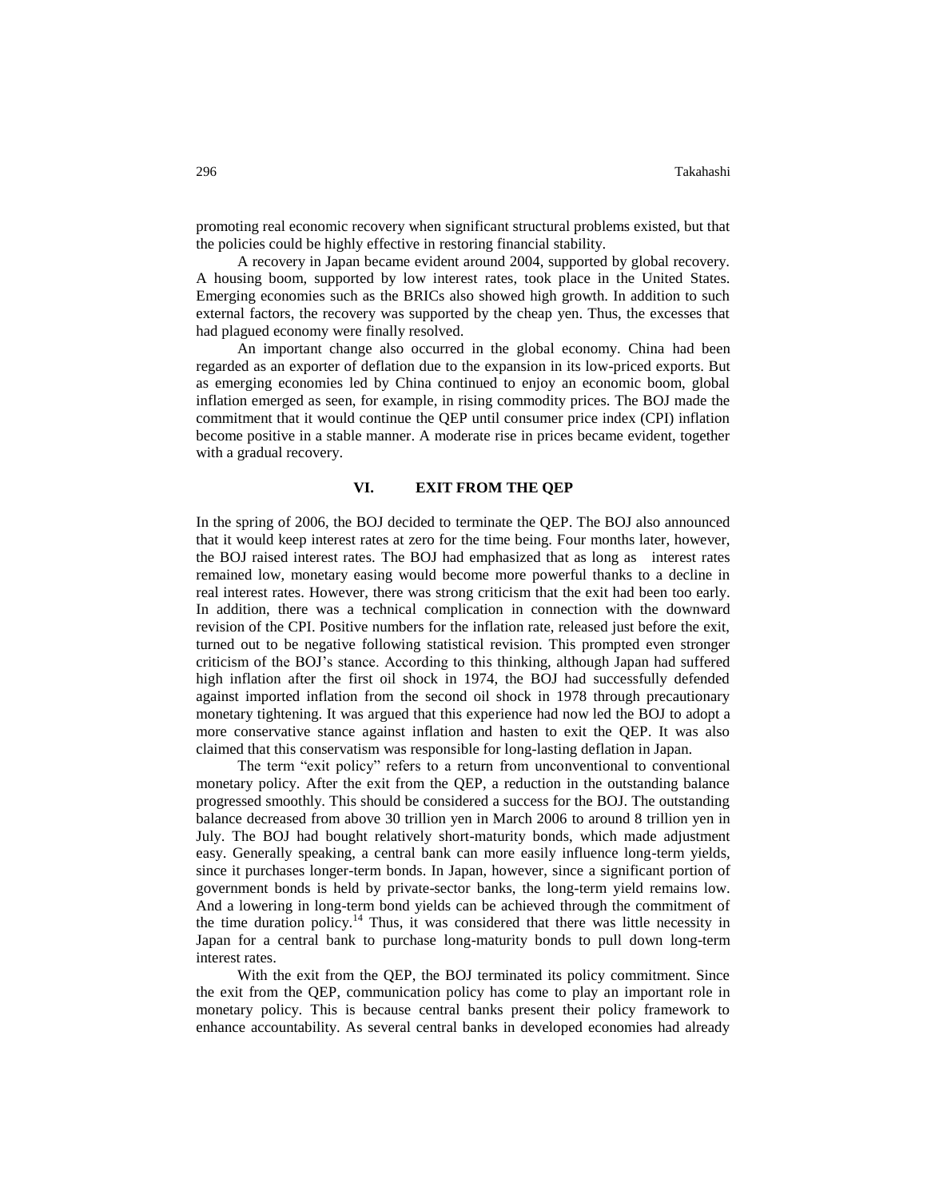promoting real economic recovery when significant structural problems existed, but that the policies could be highly effective in restoring financial stability.

A recovery in Japan became evident around 2004, supported by global recovery. A housing boom, supported by low interest rates, took place in the United States. Emerging economies such as the BRICs also showed high growth. In addition to such external factors, the recovery was supported by the cheap yen. Thus, the excesses that had plagued economy were finally resolved.

An important change also occurred in the global economy. China had been regarded as an exporter of deflation due to the expansion in its low-priced exports. But as emerging economies led by China continued to enjoy an economic boom, global inflation emerged as seen, for example, in rising commodity prices. The BOJ made the commitment that it would continue the QEP until consumer price index (CPI) inflation become positive in a stable manner. A moderate rise in prices became evident, together with a gradual recovery.

## VI. EXIT FROM THE QEP

In the spring of 2006, the BOJ decided to terminate the QEP. The BOJ also announced that it would keep interest rates at zero for the time being. Four months later, however, the BOJ raised interest rates. The BOJ had emphasized that as long as interest rates remained low, monetary easing would become more powerful thanks to a decline in real interest rates. However, there was strong criticism that the exit had been too early. In addition, there was a technical complication in connection with the downward revision of the CPI. Positive numbers for the inflation rate, released just before the exit, turned out to be negative following statistical revision. This prompted even stronger criticism of the BOJ's stance. According to this thinking, although Japan had suffered high inflation after the first oil shock in 1974, the BOJ had successfully defended against imported inflation from the second oil shock in 1978 through precautionary monetary tightening. It was argued that this experience had now led the BOJ to adopt a more conservative stance against inflation and hasten to exit the QEP. It was also claimed that this conservatism was responsible for long-lasting deflation in Japan.

The term "exit policy" refers to a return from unconventional to conventional monetary policy. After the exit from the QEP, a reduction in the outstanding balance progressed smoothly. This should be considered a success for the BOJ. The outstanding balance decreased from above 30 trillion yen in March 2006 to around 8 trillion yen in July. The BOJ had bought relatively short-maturity bonds, which made adjustment easy. Generally speaking, a central bank can more easily influence long-term yields, since it purchases longer-term bonds. In Japan, however, since a significant portion of government bonds is held by private-sector banks, the long-term yield remains low. And a lowering in long-term bond yields can be achieved through the commitment of the time duration policy.[14] Thus, it was considered that there was little necessity in Japan for a central bank to purchase long-maturity bonds to pull down long-term interest rates.

With the exit from the QEP, the BOJ terminated its policy commitment. Since the exit from the QEP, communication policy has come to play an important role in monetary policy. This is because central banks present their policy framework to enhance accountability. As several central banks in developed economies had already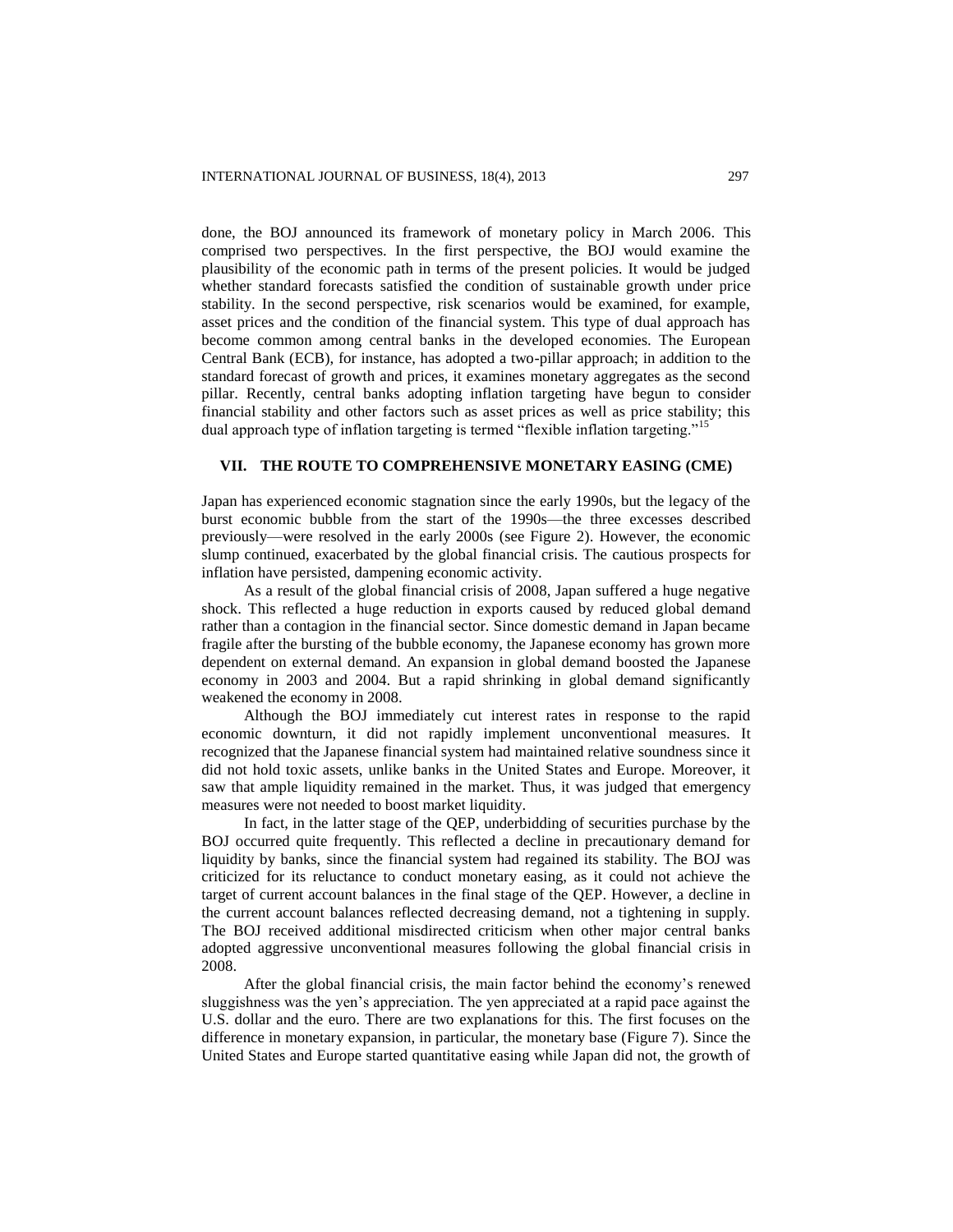done, the BOJ announced its framework of monetary policy in March 2006. This comprised two perspectives. In the first perspective, the BOJ would examine the plausibility of the economic path in terms of the present policies. It would be judged whether standard forecasts satisfied the condition of sustainable growth under price stability. In the second perspective, risk scenarios would be examined, for example, asset prices and the condition of the financial system. This type of dual approach has become common among central banks in the developed economies. The European Central Bank (ECB), for instance, has adopted a two-pillar approach; in addition to the standard forecast of growth and prices, it examines monetary aggregates as the second pillar. Recently, central banks adopting inflation targeting have begun to consider financial stability and other factors such as asset prices as well as price stability; this dual approach type of inflation targeting is termed "flexible inflation targeting."[15]

## VII. THE ROUTE TO COMPREHENSIVE MONETARY EASING (CME)

Japan has experienced economic stagnation since the early 1990s, but the legacy of the burst economic bubble from the start of the 1990s—the three excesses described previously—were resolved in the early 2000s (see Figure 2). However, the economic slump continued, exacerbated by the global financial crisis. The cautious prospects for inflation have persisted, dampening economic activity.

As a result of the global financial crisis of 2008, Japan suffered a huge negative shock. This reflected a huge reduction in exports caused by reduced global demand rather than a contagion in the financial sector. Since domestic demand in Japan became fragile after the bursting of the bubble economy, the Japanese economy has grown more dependent on external demand. An expansion in global demand boosted the Japanese economy in 2003 and 2004. But a rapid shrinking in global demand significantly weakened the economy in 2008.

Although the BOJ immediately cut interest rates in response to the rapid economic downturn, it did not rapidly implement unconventional measures. It recognized that the Japanese financial system had maintained relative soundness since it did not hold toxic assets, unlike banks in the United States and Europe. Moreover, it saw that ample liquidity remained in the market. Thus, it was judged that emergency measures were not needed to boost market liquidity.

In fact, in the latter stage of the QEP, underbidding of securities purchase by the BOJ occurred quite frequently. This reflected a decline in precautionary demand for liquidity by banks, since the financial system had regained its stability. The BOJ was criticized for its reluctance to conduct monetary easing, as it could not achieve the target of current account balances in the final stage of the QEP. However, a decline in the current account balances reflected decreasing demand, not a tightening in supply. The BOJ received additional misdirected criticism when other major central banks adopted aggressive unconventional measures following the global financial crisis in 2008.

After the global financial crisis, the main factor behind the economy's renewed sluggishness was the yen's appreciation. The yen appreciated at a rapid pace against the U.S. dollar and the euro. There are two explanations for this. The first focuses on the difference in monetary expansion, in particular, the monetary base (Figure 7). Since the United States and Europe started quantitative easing while Japan did not, the growth of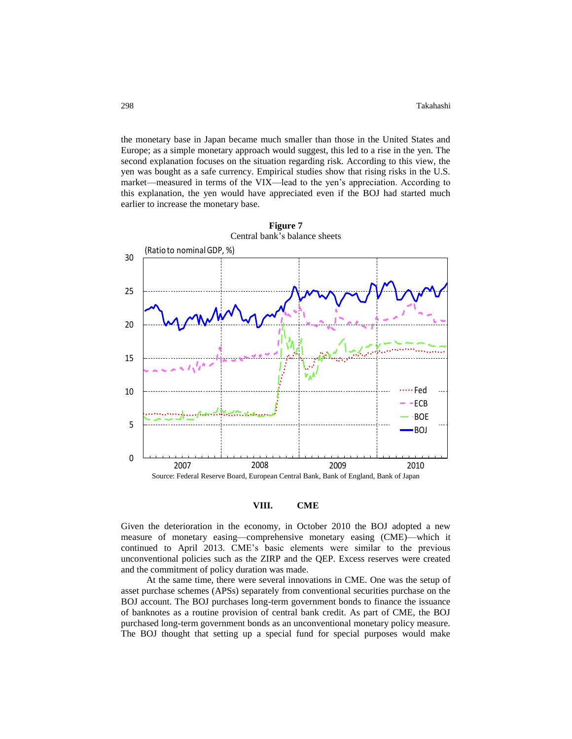the monetary base in Japan became much smaller than those in the United States and Europe; as a simple monetary approach would suggest, this led to a rise in the yen. The second explanation focuses on the situation regarding risk. According to this view, the yen was bought as a safe currency. Empirical studies show that rising risks in the U.S. market—measured in terms of the VIX—lead to the yen's appreciation. According to this explanation, the yen would have appreciated even if the BOJ had started much earlier to increase the monetary base.

**Figure 7**
Central bank's balance sheets

Source: Federal Reserve Board, European Central Bank, Bank of England, Bank of Japan

## VIII. CME

Given the deterioration in the economy, in October 2010 the BOJ adopted a new measure of monetary easing—comprehensive monetary easing (CME)—which it continued to April 2013. CME's basic elements were similar to the previous unconventional policies such as the ZIRP and the QEP. Excess reserves were created and the commitment of policy duration was made.

At the same time, there were several innovations in CME. One was the setup of asset purchase schemes (APSs) separately from conventional securities purchase on the BOJ account. The BOJ purchases long-term government bonds to finance the issuance of banknotes as a routine provision of central bank credit. As part of CME, the BOJ purchased long-term government bonds as an unconventional monetary policy measure. The BOJ thought that setting up a special fund for special purposes would make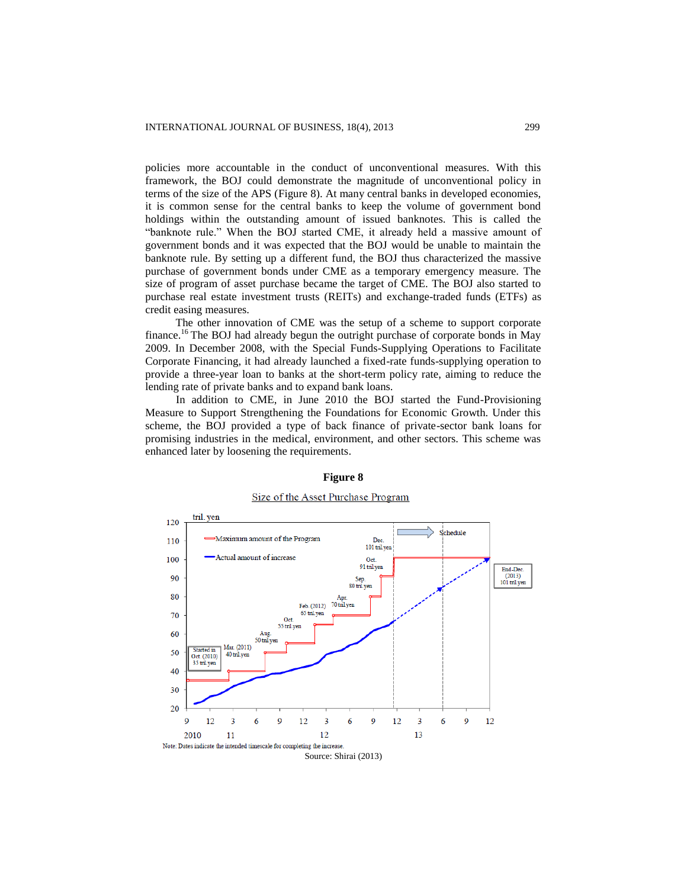policies more accountable in the conduct of unconventional measures. With this framework, the BOJ could demonstrate the magnitude of unconventional policy in terms of the size of the APS (Figure 8). At many central banks in developed economies, it is common sense for the central banks to keep the volume of government bond holdings within the outstanding amount of issued banknotes. This is called the "banknote rule." When the BOJ started CME, it already held a massive amount of government bonds and it was expected that the BOJ would be unable to maintain the banknote rule. By setting up a different fund, the BOJ thus characterized the massive purchase of government bonds under CME as a temporary emergency measure. The size of program of asset purchase became the target of CME. The BOJ also started to purchase real estate investment trusts (REITs) and exchange-traded funds (ETFs) as credit easing measures.

The other innovation of CME was the setup of a scheme to support corporate finance.[16] The BOJ had already begun the outright purchase of corporate bonds in May 2009. In December 2008, with the Special Funds-Supplying Operations to Facilitate Corporate Financing, it had already launched a fixed-rate funds-supplying operation to provide a three-year loan to banks at the short-term policy rate, aiming to reduce the lending rate of private banks and to expand bank loans.

In addition to CME, in June 2010 the BOJ started the Fund-Provisioning Measure to Support Strengthening the Foundations for Economic Growth. Under this scheme, the BOJ provided a type of back finance of private-sector bank loans for promising industries in the medical, environment, and other sectors. This scheme was enhanced later by loosening the requirements.

**Figure 8**

Size of the Asset Purchase Program

Note: Dates indicate the intended timescale for completing the increase.

Source: Shirai (2013)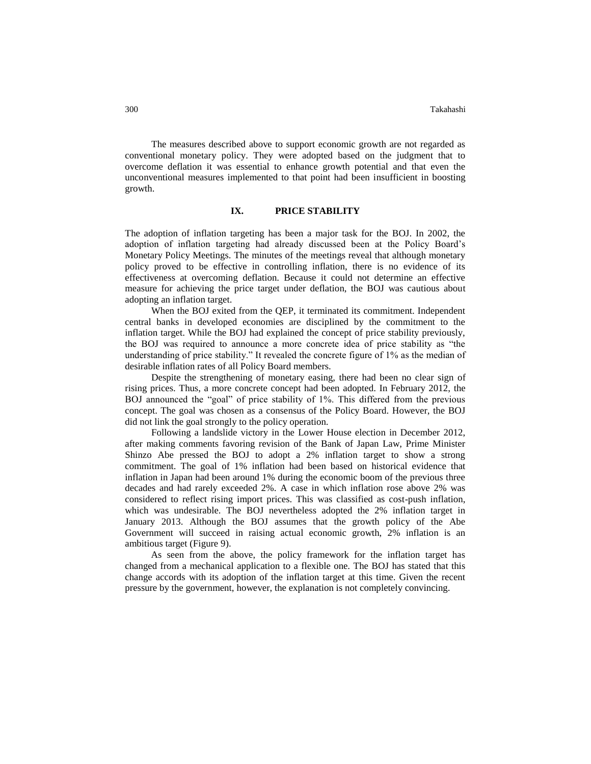The measures described above to support economic growth are not regarded as conventional monetary policy. They were adopted based on the judgment that to overcome deflation it was essential to enhance growth potential and that even the unconventional measures implemented to that point had been insufficient in boosting growth.

## IX. PRICE STABILITY

The adoption of inflation targeting has been a major task for the BOJ. In 2002, the adoption of inflation targeting had already discussed been at the Policy Board's Monetary Policy Meetings. The minutes of the meetings reveal that although monetary policy proved to be effective in controlling inflation, there is no evidence of its effectiveness at overcoming deflation. Because it could not determine an effective measure for achieving the price target under deflation, the BOJ was cautious about adopting an inflation target.

When the BOJ exited from the QEP, it terminated its commitment. Independent central banks in developed economies are disciplined by the commitment to the inflation target. While the BOJ had explained the concept of price stability previously, the BOJ was required to announce a more concrete idea of price stability as "the understanding of price stability." It revealed the concrete figure of 1% as the median of desirable inflation rates of all Policy Board members.

Despite the strengthening of monetary easing, there had been no clear sign of rising prices. Thus, a more concrete concept had been adopted. In February 2012, the BOJ announced the "goal" of price stability of 1%. This differed from the previous concept. The goal was chosen as a consensus of the Policy Board. However, the BOJ did not link the goal strongly to the policy operation.

Following a landslide victory in the Lower House election in December 2012, after making comments favoring revision of the Bank of Japan Law, Prime Minister Shinzo Abe pressed the BOJ to adopt a 2% inflation target to show a strong commitment. The goal of 1% inflation had been based on historical evidence that inflation in Japan had been around 1% during the economic boom of the previous three decades and had rarely exceeded 2%. A case in which inflation rose above 2% was considered to reflect rising import prices. This was classified as cost-push inflation, which was undesirable. The BOJ nevertheless adopted the 2% inflation target in January 2013. Although the BOJ assumes that the growth policy of the Abe Government will succeed in raising actual economic growth, 2% inflation is an ambitious target (Figure 9).

As seen from the above, the policy framework for the inflation target has changed from a mechanical application to a flexible one. The BOJ has stated that this change accords with its adoption of the inflation target at this time. Given the recent pressure by the government, however, the explanation is not completely convincing.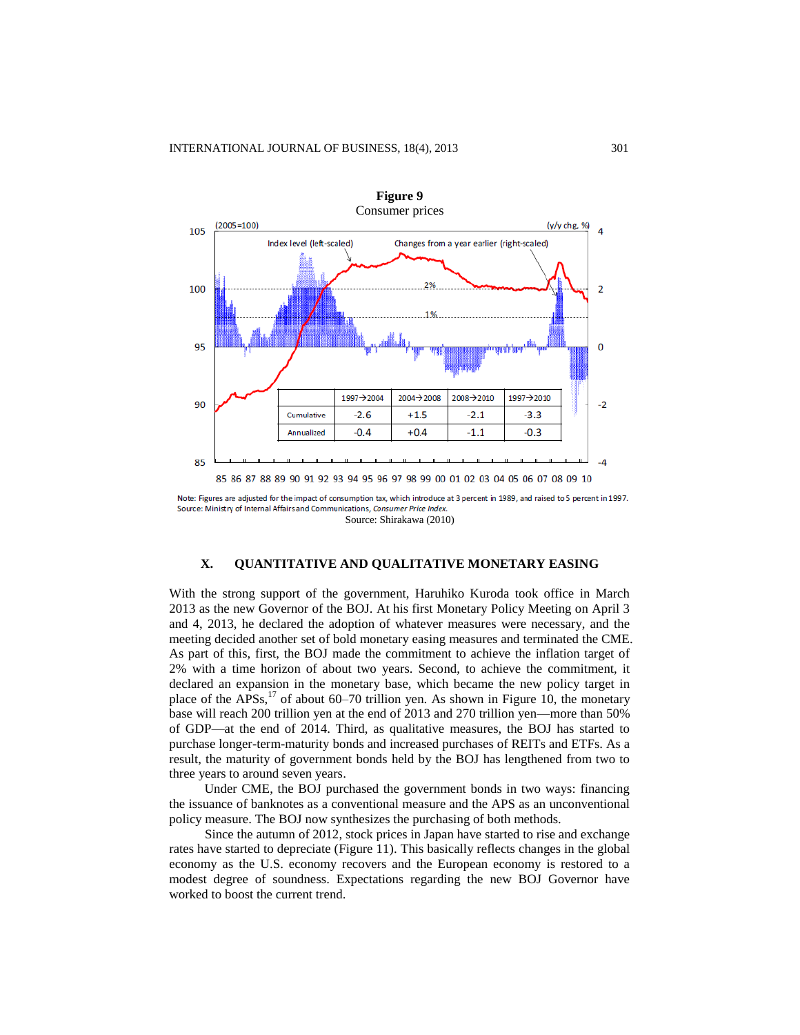**Figure 9**
Consumer prices

| | 1997→2004 | 2004→2008 | 2008→2010 | 1997→2010 |
|---|---|---|---|---|
| Cumulative | -2.6 | +1.5 | -2.1 | -3.3 |
| Annualized | -0.4 | +0.4 | -1.1 | -0.3 |

Note: Figures are adjusted for the impact of consumption tax, which introduce at 3 percent in 1989, and raised to 5 percent in 1997.
Source: Ministry of Internal Affairs and Communications, *Consumer Price Index*.

Source: Shirakawa (2010)

## X. QUANTITATIVE AND QUALITATIVE MONETARY EASING

With the strong support of the government, Haruhiko Kuroda took office in March 2013 as the new Governor of the BOJ. At his first Monetary Policy Meeting on April 3 and 4, 2013, he declared the adoption of whatever measures were necessary, and the meeting decided another set of bold monetary easing measures and terminated the CME. As part of this, first, the BOJ made the commitment to achieve the inflation target of 2% with a time horizon of about two years. Second, to achieve the commitment, it declared an expansion in the monetary base, which became the new policy target in place of the APSs,[17] of about 60–70 trillion yen. As shown in Figure 10, the monetary base will reach 200 trillion yen at the end of 2013 and 270 trillion yen—more than 50% of GDP—at the end of 2014. Third, as qualitative measures, the BOJ has started to purchase longer-term-maturity bonds and increased purchases of REITs and ETFs. As a result, the maturity of government bonds held by the BOJ has lengthened from two to three years to around seven years.

Under CME, the BOJ purchased the government bonds in two ways: financing the issuance of banknotes as a conventional measure and the APS as an unconventional policy measure. The BOJ now synthesizes the purchasing of both methods.

Since the autumn of 2012, stock prices in Japan have started to rise and exchange rates have started to depreciate (Figure 11). This basically reflects changes in the global economy as the U.S. economy recovers and the European economy is restored to a modest degree of soundness. Expectations regarding the new BOJ Governor have worked to boost the current trend.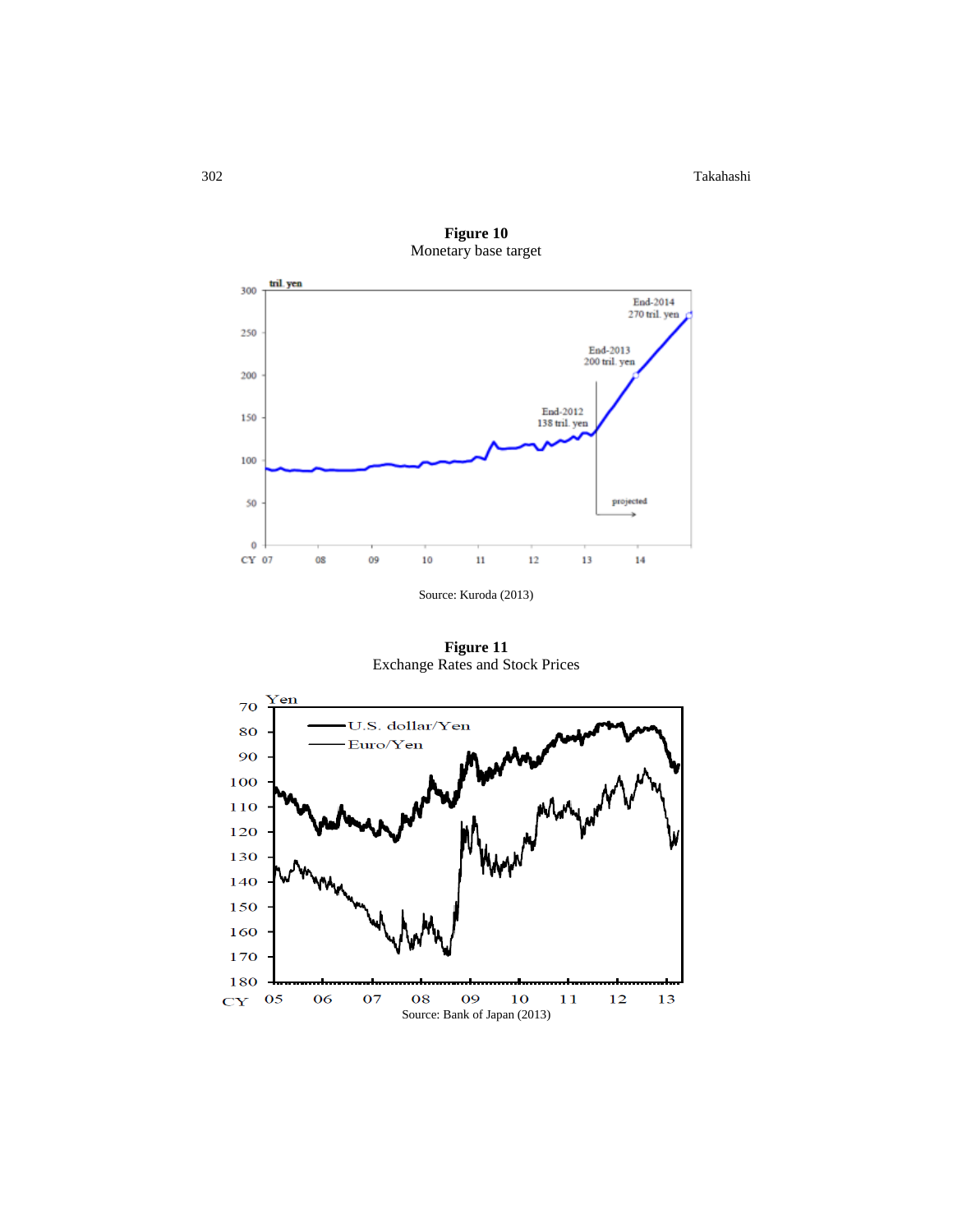**Figure 10**
Monetary base target

Source: Kuroda (2013)

**Figure 11**
Exchange Rates and Stock Prices

Source: Bank of Japan (2013)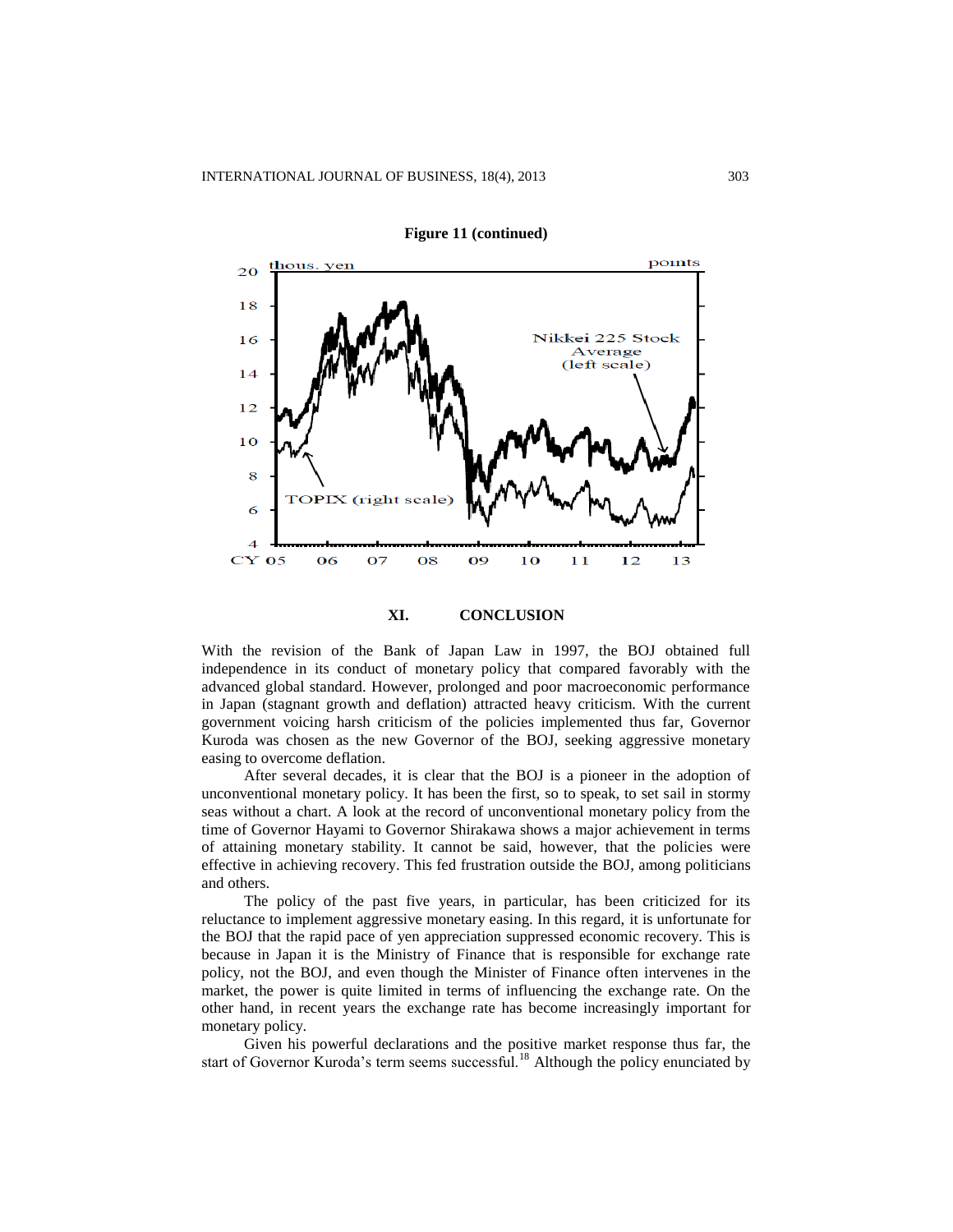**Figure 11 (continued)**

## XI. CONCLUSION

With the revision of the Bank of Japan Law in 1997, the BOJ obtained full independence in its conduct of monetary policy that compared favorably with the advanced global standard. However, prolonged and poor macroeconomic performance in Japan (stagnant growth and deflation) attracted heavy criticism. With the current government voicing harsh criticism of the policies implemented thus far, Governor Kuroda was chosen as the new Governor of the BOJ, seeking aggressive monetary easing to overcome deflation.

After several decades, it is clear that the BOJ is a pioneer in the adoption of unconventional monetary policy. It has been the first, so to speak, to set sail in stormy seas without a chart. A look at the record of unconventional monetary policy from the time of Governor Hayami to Governor Shirakawa shows a major achievement in terms of attaining monetary stability. It cannot be said, however, that the policies were effective in achieving recovery. This fed frustration outside the BOJ, among politicians and others.

The policy of the past five years, in particular, has been criticized for its reluctance to implement aggressive monetary easing. In this regard, it is unfortunate for the BOJ that the rapid pace of yen appreciation suppressed economic recovery. This is because in Japan it is the Ministry of Finance that is responsible for exchange rate policy, not the BOJ, and even though the Minister of Finance often intervenes in the market, the power is quite limited in terms of influencing the exchange rate. On the other hand, in recent years the exchange rate has become increasingly important for monetary policy.

Given his powerful declarations and the positive market response thus far, the start of Governor Kuroda's term seems successful.[18] Although the policy enunciated by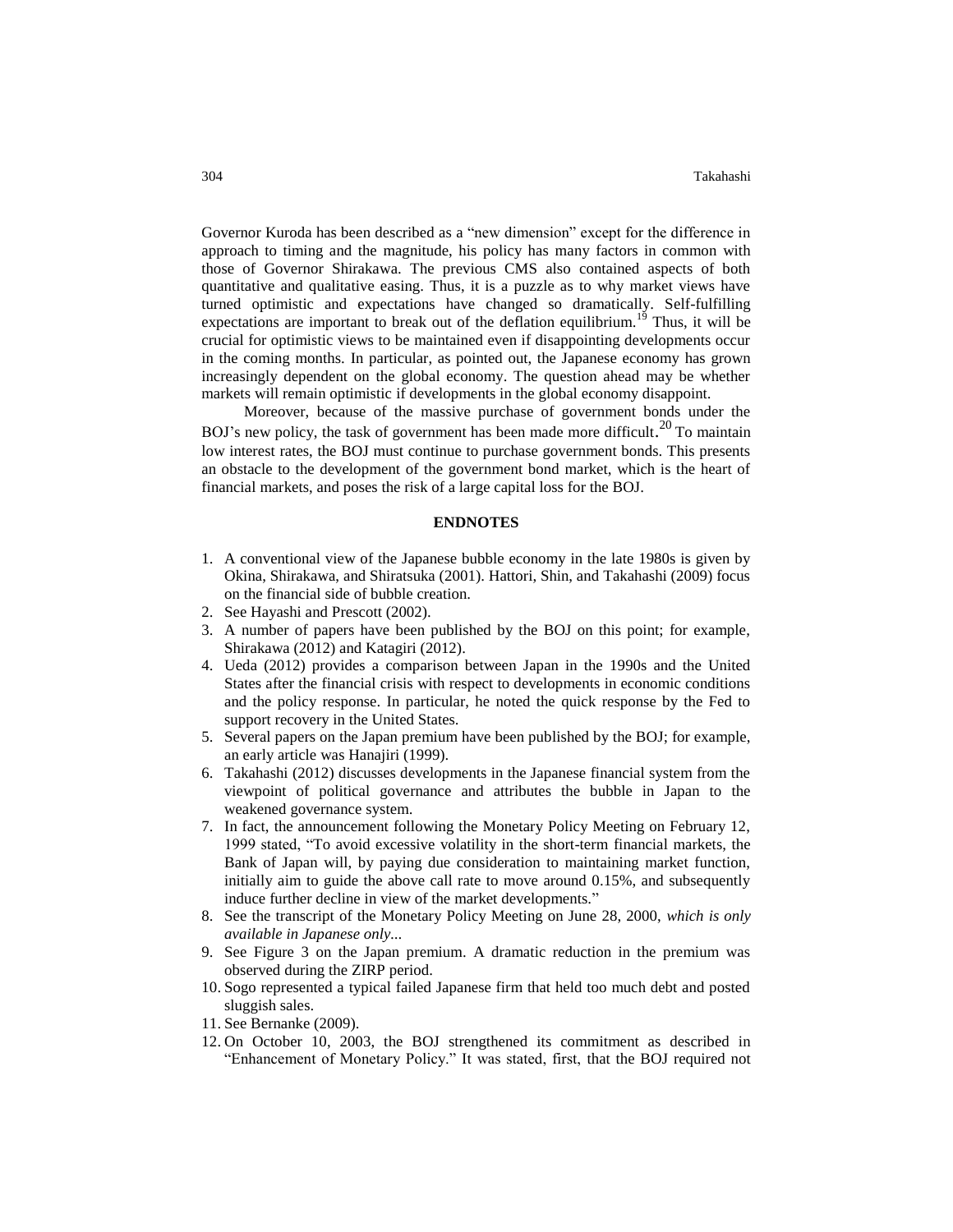Governor Kuroda has been described as a "new dimension" except for the difference in approach to timing and the magnitude, his policy has many factors in common with those of Governor Shirakawa. The previous CMS also contained aspects of both quantitative and qualitative easing. Thus, it is a puzzle as to why market views have turned optimistic and expectations have changed so dramatically. Self-fulfilling expectations are important to break out of the deflation equilibrium.[19] Thus, it will be crucial for optimistic views to be maintained even if disappointing developments occur in the coming months. In particular, as pointed out, the Japanese economy has grown increasingly dependent on the global economy. The question ahead may be whether markets will remain optimistic if developments in the global economy disappoint.

Moreover, because of the massive purchase of government bonds under the BOJ's new policy, the task of government has been made more difficult.[20] To maintain low interest rates, the BOJ must continue to purchase government bonds. This presents an obstacle to the development of the government bond market, which is the heart of financial markets, and poses the risk of a large capital loss for the BOJ.

## ENDNOTES

1. A conventional view of the Japanese bubble economy in the late 1980s is given by Okina, Shirakawa, and Shiratsuka (2001). Hattori, Shin, and Takahashi (2009) focus on the financial side of bubble creation.
2. See Hayashi and Prescott (2002).
3. A number of papers have been published by the BOJ on this point; for example, Shirakawa (2012) and Katagiri (2012).
4. Ueda (2012) provides a comparison between Japan in the 1990s and the United States after the financial crisis with respect to developments in economic conditions and the policy response. In particular, he noted the quick response by the Fed to support recovery in the United States.
5. Several papers on the Japan premium have been published by the BOJ; for example, an early article was Hanajiri (1999).
6. Takahashi (2012) discusses developments in the Japanese financial system from the viewpoint of political governance and attributes the bubble in Japan to the weakened governance system.
7. In fact, the announcement following the Monetary Policy Meeting on February 12, 1999 stated, "To avoid excessive volatility in the short-term financial markets, the Bank of Japan will, by paying due consideration to maintaining market function, initially aim to guide the above call rate to move around 0.15%, and subsequently induce further decline in view of the market developments."
8. See the transcript of the Monetary Policy Meeting on June 28, 2000, *which is only available in Japanese only...*
9. See Figure 3 on the Japan premium. A dramatic reduction in the premium was observed during the ZIRP period.
10. Sogo represented a typical failed Japanese firm that held too much debt and posted sluggish sales.
11. See Bernanke (2009).
12. On October 10, 2003, the BOJ strengthened its commitment as described in "Enhancement of Monetary Policy." It was stated, first, that the BOJ required not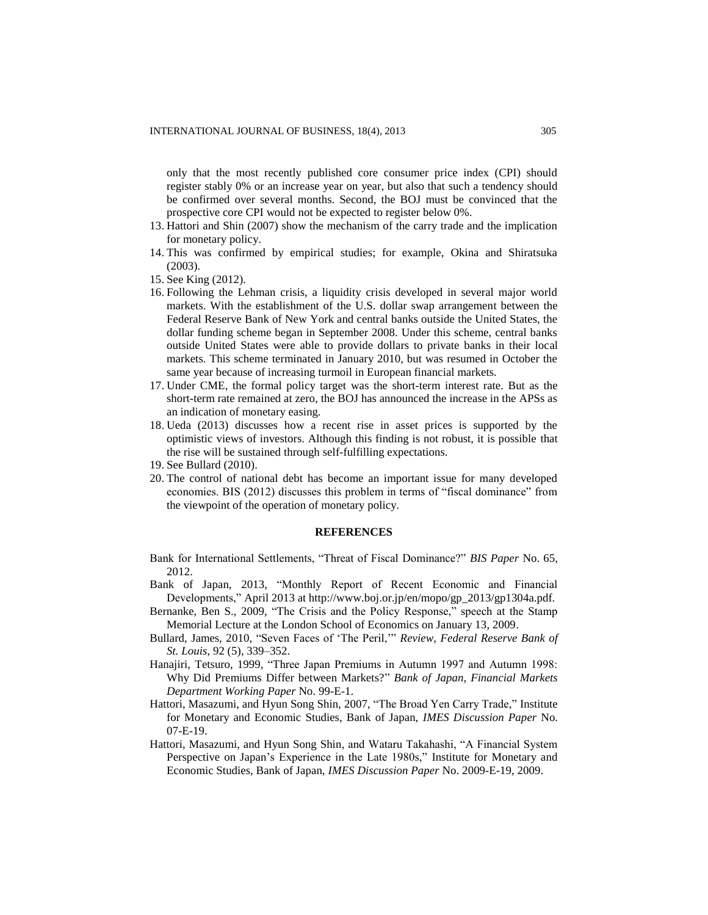only that the most recently published core consumer price index (CPI) should register stably 0% or an increase year on year, but also that such a tendency should be confirmed over several months. Second, the BOJ must be convinced that the prospective core CPI would not be expected to register below 0%.

13. Hattori and Shin (2007) show the mechanism of the carry trade and the implication for monetary policy.
14. This was confirmed by empirical studies; for example, Okina and Shiratsuka (2003).
15. See King (2012).
16. Following the Lehman crisis, a liquidity crisis developed in several major world markets. With the establishment of the U.S. dollar swap arrangement between the Federal Reserve Bank of New York and central banks outside the United States, the dollar funding scheme began in September 2008. Under this scheme, central banks outside United States were able to provide dollars to private banks in their local markets. This scheme terminated in January 2010, but was resumed in October the same year because of increasing turmoil in European financial markets.
17. Under CME, the formal policy target was the short-term interest rate. But as the short-term rate remained at zero, the BOJ has announced the increase in the APSs as an indication of monetary easing.
18. Ueda (2013) discusses how a recent rise in asset prices is supported by the optimistic views of investors. Although this finding is not robust, it is possible that the rise will be sustained through self-fulfilling expectations.
19. See Bullard (2010).
20. The control of national debt has become an important issue for many developed economies. BIS (2012) discusses this problem in terms of "fiscal dominance" from the viewpoint of the operation of monetary policy.

## REFERENCES

Bank for International Settlements, "Threat of Fiscal Dominance?" *BIS Paper* No. 65, 2012.

Bank of Japan, 2013, "Monthly Report of Recent Economic and Financial Developments," April 2013 at http://www.boj.or.jp/en/mopo/gp_2013/gp1304a.pdf.

Bernanke, Ben S., 2009, "The Crisis and the Policy Response," speech at the Stamp Memorial Lecture at the London School of Economics on January 13, 2009.

Bullard, James, 2010, "Seven Faces of 'The Peril,'" *Review, Federal Reserve Bank of St. Louis*, 92 (5), 339–352.

Hanajiri, Tetsuro, 1999, "Three Japan Premiums in Autumn 1997 and Autumn 1998: Why Did Premiums Differ between Markets?" *Bank of Japan, Financial Markets Department Working Paper* No. 99-E-1.

Hattori, Masazumi, and Hyun Song Shin, 2007, "The Broad Yen Carry Trade," Institute for Monetary and Economic Studies, Bank of Japan, *IMES Discussion Paper* No. 07-E-19.

Hattori, Masazumi, and Hyun Song Shin, and Wataru Takahashi, "A Financial System Perspective on Japan's Experience in the Late 1980s," Institute for Monetary and Economic Studies, Bank of Japan, *IMES Discussion Paper* No. 2009-E-19, 2009.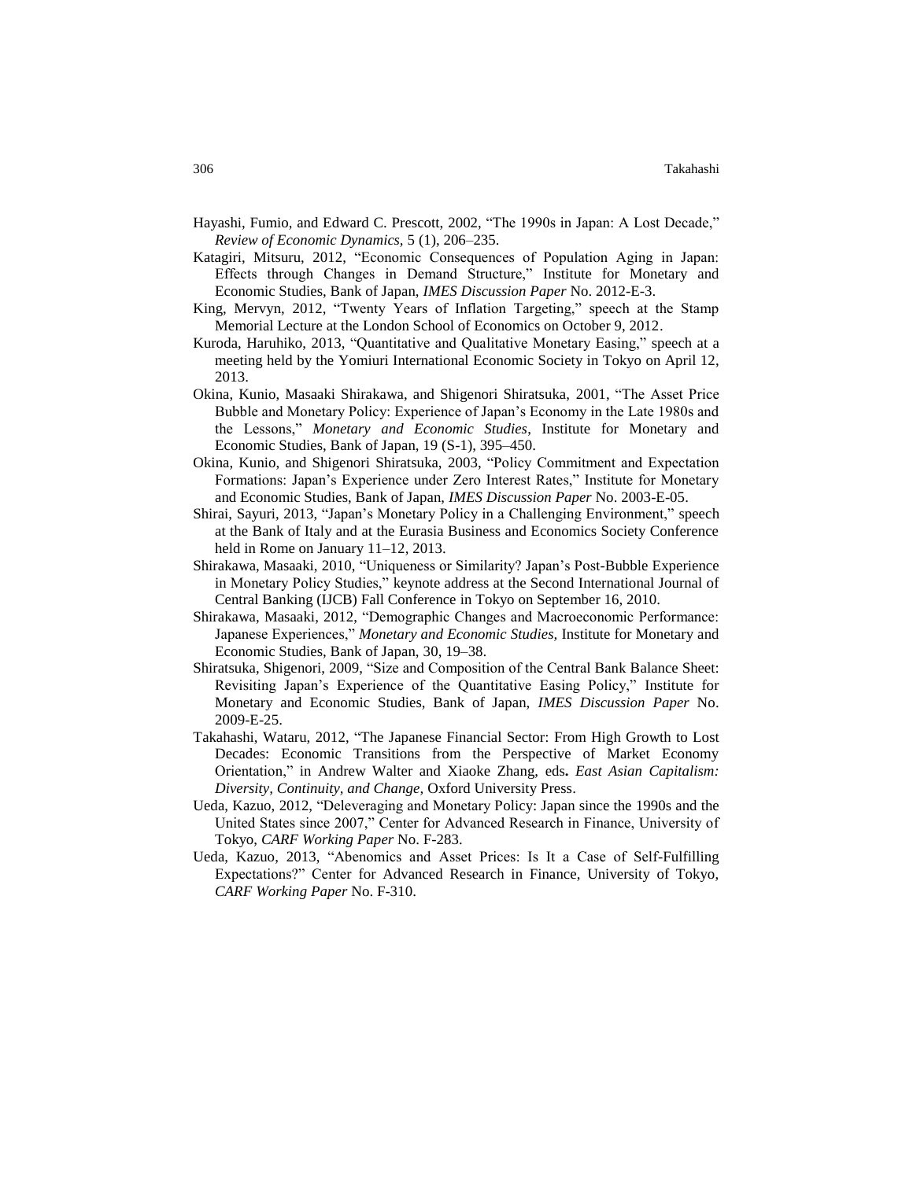Hayashi, Fumio, and Edward C. Prescott, 2002, "The 1990s in Japan: A Lost Decade," *Review of Economic Dynamics,* 5 (1), 206–235.

Katagiri, Mitsuru, 2012, "Economic Consequences of Population Aging in Japan: Effects through Changes in Demand Structure," Institute for Monetary and Economic Studies, Bank of Japan, *IMES Discussion Paper* No. 2012-E-3.

King, Mervyn, 2012, "Twenty Years of Inflation Targeting," speech at the Stamp Memorial Lecture at the London School of Economics on October 9, 2012.

Kuroda, Haruhiko, 2013, "Quantitative and Qualitative Monetary Easing," speech at a meeting held by the Yomiuri International Economic Society in Tokyo on April 12, 2013.

Okina, Kunio, Masaaki Shirakawa, and Shigenori Shiratsuka, 2001, "The Asset Price Bubble and Monetary Policy: Experience of Japan's Economy in the Late 1980s and the Lessons," *Monetary and Economic Studies*, Institute for Monetary and Economic Studies, Bank of Japan, 19 (S-1), 395–450.

Okina, Kunio, and Shigenori Shiratsuka, 2003, "Policy Commitment and Expectation Formations: Japan's Experience under Zero Interest Rates," Institute for Monetary and Economic Studies, Bank of Japan, *IMES Discussion Paper* No. 2003-E-05.

Shirai, Sayuri, 2013, "Japan's Monetary Policy in a Challenging Environment," speech at the Bank of Italy and at the Eurasia Business and Economics Society Conference held in Rome on January 11–12, 2013.

Shirakawa, Masaaki, 2010, "Uniqueness or Similarity? Japan's Post-Bubble Experience in Monetary Policy Studies," keynote address at the Second International Journal of Central Banking (IJCB) Fall Conference in Tokyo on September 16, 2010.

Shirakawa, Masaaki, 2012, "Demographic Changes and Macroeconomic Performance: Japanese Experiences," *Monetary and Economic Studies,* Institute for Monetary and Economic Studies, Bank of Japan, 30, 19–38.

Shiratsuka, Shigenori, 2009, "Size and Composition of the Central Bank Balance Sheet: Revisiting Japan's Experience of the Quantitative Easing Policy," Institute for Monetary and Economic Studies, Bank of Japan, *IMES Discussion Paper* No. 2009-E-25.

Takahashi, Wataru, 2012, "The Japanese Financial Sector: From High Growth to Lost Decades: Economic Transitions from the Perspective of Market Economy Orientation," in Andrew Walter and Xiaoke Zhang, eds**.** *East Asian Capitalism: Diversity, Continuity, and Change,* Oxford University Press.

Ueda, Kazuo, 2012, "Deleveraging and Monetary Policy: Japan since the 1990s and the United States since 2007," Center for Advanced Research in Finance, University of Tokyo, *CARF Working Paper* No. F-283.

Ueda, Kazuo, 2013, "Abenomics and Asset Prices: Is It a Case of Self-Fulfilling Expectations?" Center for Advanced Research in Finance, University of Tokyo, *CARF Working Paper* No. F-310.